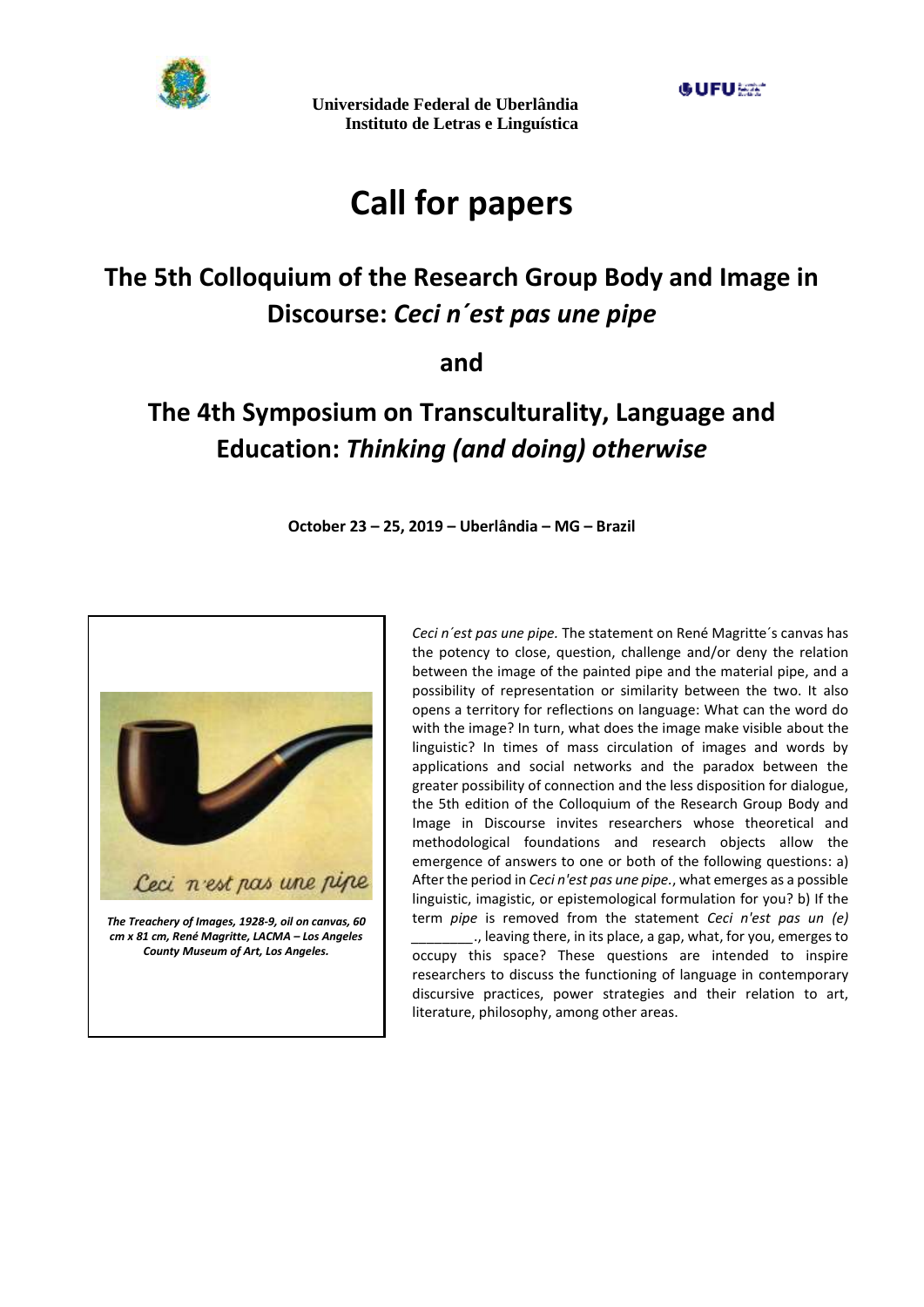**Universidade Federal de Uberlândia**
**Instituto de Letras e Linguística**

# Call for papers

## The 5th Colloquium of the Research Group Body and Image in Discourse: *Ceci n´est pas une pipe*

## and

## The 4th Symposium on Transculturality, Language and Education: *Thinking (and doing) otherwise*

**October 23 – 25, 2019 – Uberlândia – MG – Brazil**

***The Treachery of Images, 1928-9, oil on canvas, 60 cm x 81 cm, René Magritte, LACMA – Los Angeles County Museum of Art, Los Angeles.***

*Ceci n´est pas une pipe.* The statement on René Magritte´s canvas has the potency to close, question, challenge and/or deny the relation between the image of the painted pipe and the material pipe, and a possibility of representation or similarity between the two. It also opens a territory for reflections on language: What can the word do with the image? In turn, what does the image make visible about the linguistic? In times of mass circulation of images and words by applications and social networks and the paradox between the greater possibility of connection and the less disposition for dialogue, the 5th edition of the Colloquium of the Research Group Body and Image in Discourse invites researchers whose theoretical and methodological foundations and research objects allow the emergence of answers to one or both of the following questions: a) After the period in *Ceci n'est pas une pipe.*, what emerges as a possible linguistic, imagistic, or epistemological formulation for you? b) If the term *pipe* is removed from the statement *Ceci n'est pas un (e)* ________., leaving there, in its place, a gap, what, for you, emerges to occupy this space? These questions are intended to inspire researchers to discuss the functioning of language in contemporary discursive practices, power strategies and their relation to art, literature, philosophy, among other areas.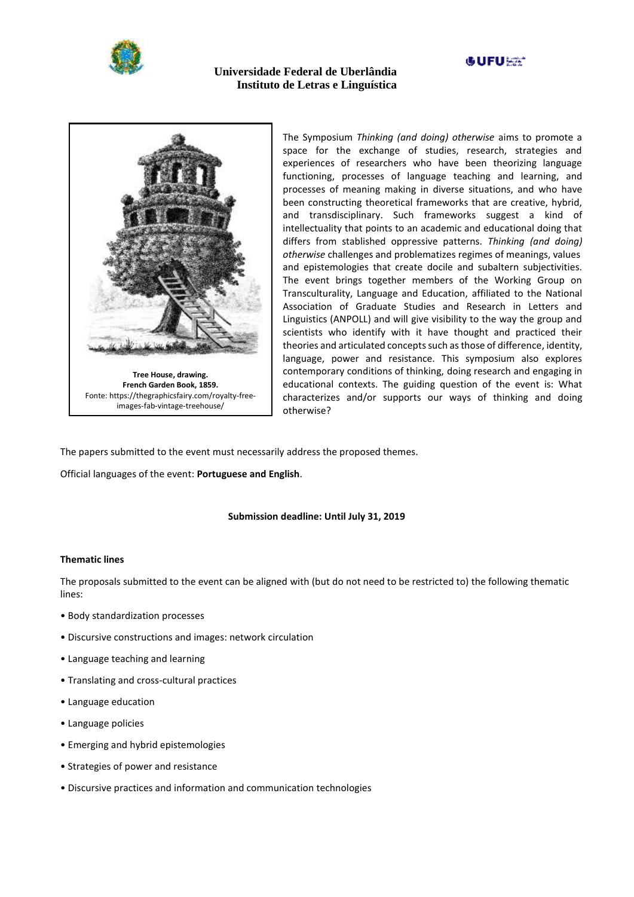**Universidade Federal de Uberlândia**
**Instituto de Letras e Linguística**

**Tree House, drawing.**
**French Garden Book, 1859.**
Fonte: https://thegraphicsfairy.com/royalty-free-images-fab-vintage-treehouse/

The Symposium *Thinking (and doing) otherwise* aims to promote a space for the exchange of studies, research, strategies and experiences of researchers who have been theorizing language functioning, processes of language teaching and learning, and processes of meaning making in diverse situations, and who have been constructing theoretical frameworks that are creative, hybrid, and transdisciplinary. Such frameworks suggest a kind of intellectuality that points to an academic and educational doing that differs from stablished oppressive patterns. *Thinking (and doing) otherwise* challenges and problematizes regimes of meanings, values and epistemologies that create docile and subaltern subjectivities. The event brings together members of the Working Group on Transculturality, Language and Education, affiliated to the National Association of Graduate Studies and Research in Letters and Linguistics (ANPOLL) and will give visibility to the way the group and scientists who identify with it have thought and practiced their theories and articulated concepts such as those of difference, identity, language, power and resistance. This symposium also explores contemporary conditions of thinking, doing research and engaging in educational contexts. The guiding question of the event is: What characterizes and/or supports our ways of thinking and doing otherwise?

The papers submitted to the event must necessarily address the proposed themes.

Official languages of the event: **Portuguese and English**.

**Submission deadline: Until July 31, 2019**

**Thematic lines**

The proposals submitted to the event can be aligned with (but do not need to be restricted to) the following thematic lines:

- Body standardization processes
- Discursive constructions and images: network circulation
- Language teaching and learning
- Translating and cross-cultural practices
- Language education
- Language policies
- Emerging and hybrid epistemologies
- Strategies of power and resistance
- Discursive practices and information and communication technologies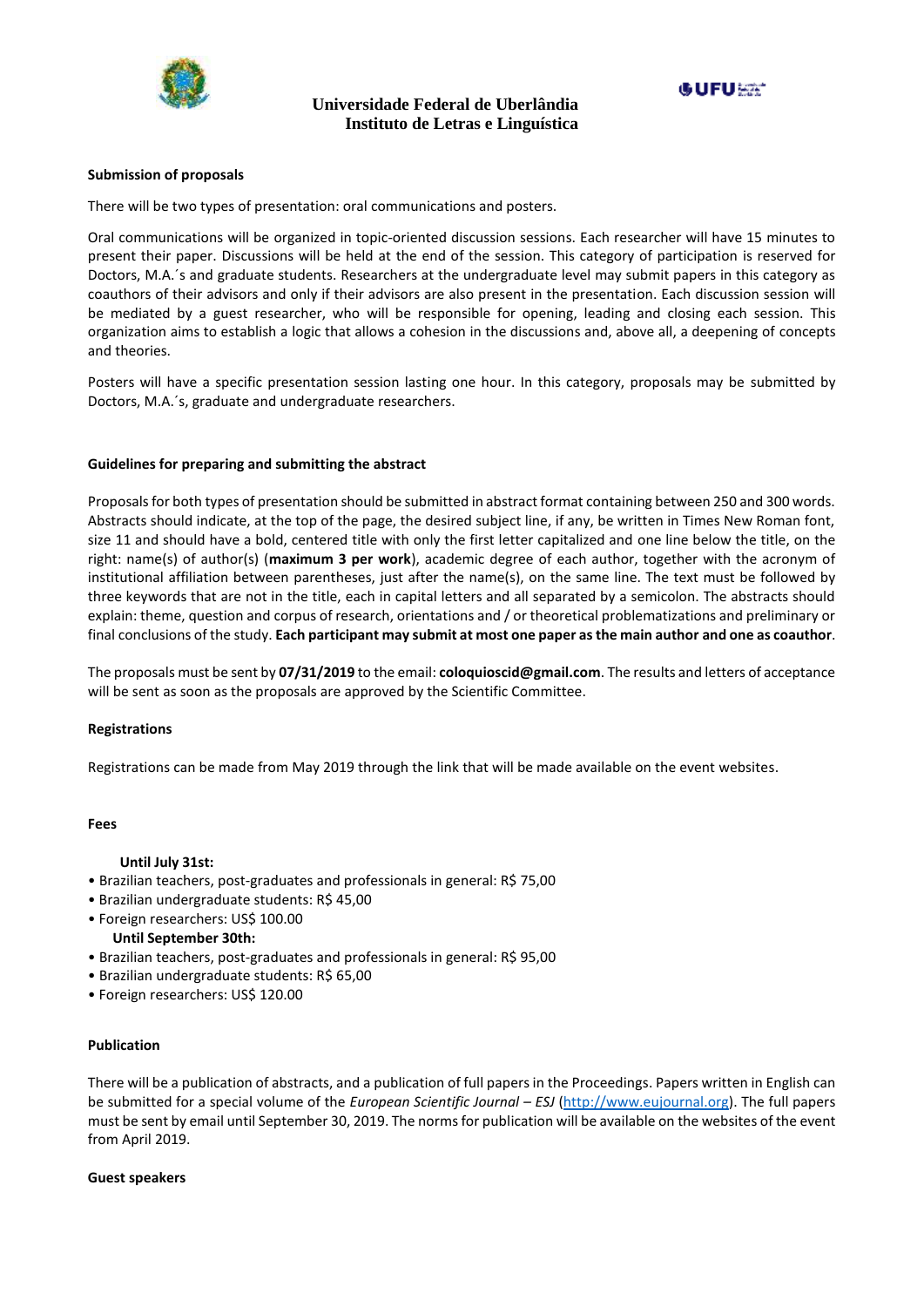## Submission of proposals

There will be two types of presentation: oral communications and posters.

Oral communications will be organized in topic-oriented discussion sessions. Each researcher will have 15 minutes to present their paper. Discussions will be held at the end of the session. This category of participation is reserved for Doctors, M.A.´s and graduate students. Researchers at the undergraduate level may submit papers in this category as coauthors of their advisors and only if their advisors are also present in the presentation. Each discussion session will be mediated by a guest researcher, who will be responsible for opening, leading and closing each session. This organization aims to establish a logic that allows a cohesion in the discussions and, above all, a deepening of concepts and theories.

Posters will have a specific presentation session lasting one hour. In this category, proposals may be submitted by Doctors, M.A.´s, graduate and undergraduate researchers.

## Guidelines for preparing and submitting the abstract

Proposals for both types of presentation should be submitted in abstract format containing between 250 and 300 words. Abstracts should indicate, at the top of the page, the desired subject line, if any, be written in Times New Roman font, size 11 and should have a bold, centered title with only the first letter capitalized and one line below the title, on the right: name(s) of author(s) (**maximum 3 per work**), academic degree of each author, together with the acronym of institutional affiliation between parentheses, just after the name(s), on the same line. The text must be followed by three keywords that are not in the title, each in capital letters and all separated by a semicolon. The abstracts should explain: theme, question and corpus of research, orientations and / or theoretical problematizations and preliminary or final conclusions of the study. **Each participant may submit at most one paper as the main author and one as coauthor**.

The proposals must be sent by **07/31/2019** to the email: **coloquioscid@gmail.com**. The results and letters of acceptance will be sent as soon as the proposals are approved by the Scientific Committee.

## Registrations

Registrations can be made from May 2019 through the link that will be made available on the event websites.

## Fees

**Until July 31st:**

- Brazilian teachers, post-graduates and professionals in general: R$ 75,00
- Brazilian undergraduate students: R$ 45,00
- Foreign researchers: US$ 100.00

**Until September 30th:**

- Brazilian teachers, post-graduates and professionals in general: R$ 95,00
- Brazilian undergraduate students: R$ 65,00
- Foreign researchers: US$ 120.00

## Publication

There will be a publication of abstracts, and a publication of full papers in the Proceedings. Papers written in English can be submitted for a special volume of the *European Scientific Journal – ESJ* (http://www.eujournal.org). The full papers must be sent by email until September 30, 2019. The norms for publication will be available on the websites of the event from April 2019.

## Guest speakers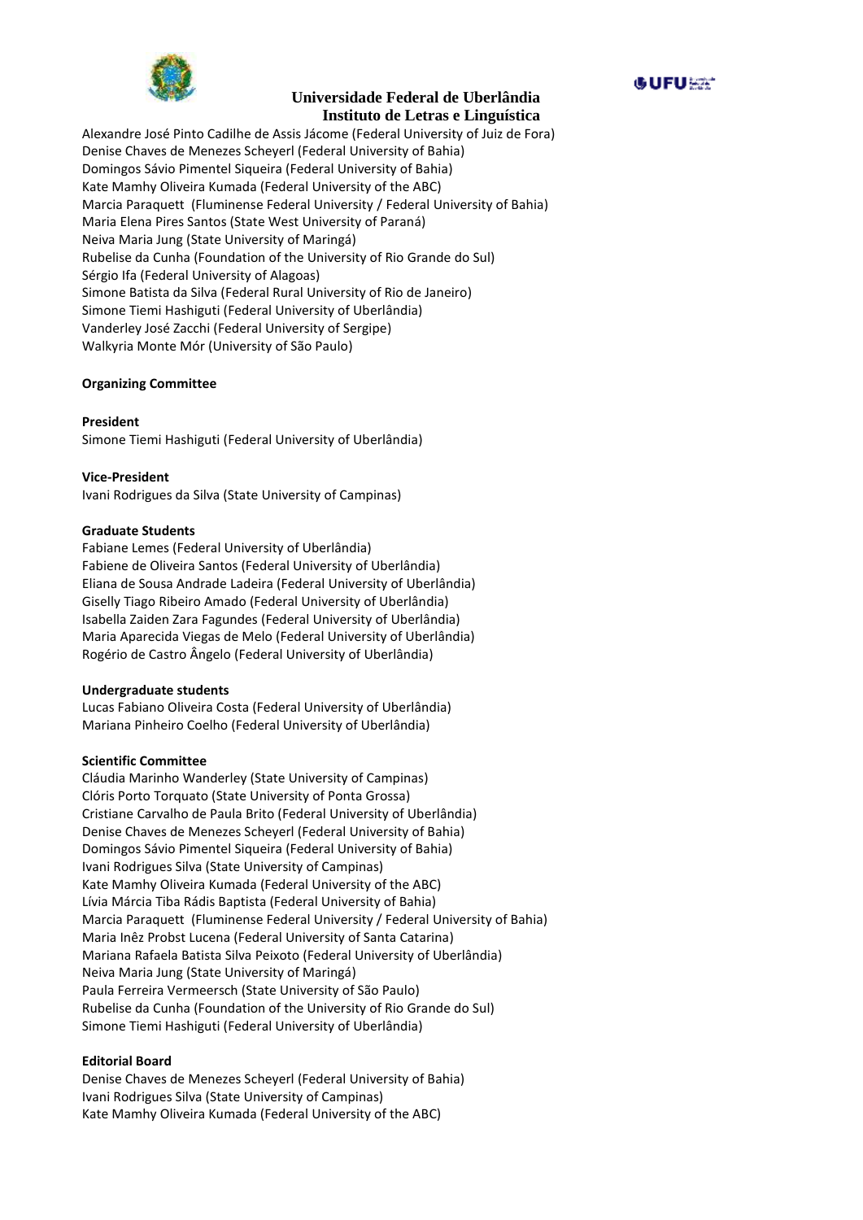Alexandre José Pinto Cadilhe de Assis Jácome (Federal University of Juiz de Fora)
Denise Chaves de Menezes Scheyerl (Federal University of Bahia)
Domingos Sávio Pimentel Siqueira (Federal University of Bahia)
Kate Mamhy Oliveira Kumada (Federal University of the ABC)
Marcia Paraquett (Fluminense Federal University / Federal University of Bahia)
Maria Elena Pires Santos (State West University of Paraná)
Neiva Maria Jung (State University of Maringá)
Rubelise da Cunha (Foundation of the University of Rio Grande do Sul)
Sérgio Ifa (Federal University of Alagoas)
Simone Batista da Silva (Federal Rural University of Rio de Janeiro)
Simone Tiemi Hashiguti (Federal University of Uberlândia)
Vanderley José Zacchi (Federal University of Sergipe)
Walkyria Monte Mór (University of São Paulo)

**Organizing Committee**

**President**
Simone Tiemi Hashiguti (Federal University of Uberlândia)

**Vice-President**
Ivani Rodrigues da Silva (State University of Campinas)

**Graduate Students**
Fabiane Lemes (Federal University of Uberlândia)
Fabiene de Oliveira Santos (Federal University of Uberlândia)
Eliana de Sousa Andrade Ladeira (Federal University of Uberlândia)
Giselly Tiago Ribeiro Amado (Federal University of Uberlândia)
Isabella Zaiden Zara Fagundes (Federal University of Uberlândia)
Maria Aparecida Viegas de Melo (Federal University of Uberlândia)
Rogério de Castro Ângelo (Federal University of Uberlândia)

**Undergraduate students**
Lucas Fabiano Oliveira Costa (Federal University of Uberlândia)
Mariana Pinheiro Coelho (Federal University of Uberlândia)

**Scientific Committee**
Cláudia Marinho Wanderley (State University of Campinas)
Clóris Porto Torquato (State University of Ponta Grossa)
Cristiane Carvalho de Paula Brito (Federal University of Uberlândia)
Denise Chaves de Menezes Scheyerl (Federal University of Bahia)
Domingos Sávio Pimentel Siqueira (Federal University of Bahia)
Ivani Rodrigues Silva (State University of Campinas)
Kate Mamhy Oliveira Kumada (Federal University of the ABC)
Lívia Márcia Tiba Rádis Baptista (Federal University of Bahia)
Marcia Paraquett (Fluminense Federal University / Federal University of Bahia)
Maria Inêz Probst Lucena (Federal University of Santa Catarina)
Mariana Rafaela Batista Silva Peixoto (Federal University of Uberlândia)
Neiva Maria Jung (State University of Maringá)
Paula Ferreira Vermeersch (State University of São Paulo)
Rubelise da Cunha (Foundation of the University of Rio Grande do Sul)
Simone Tiemi Hashiguti (Federal University of Uberlândia)

**Editorial Board**
Denise Chaves de Menezes Scheyerl (Federal University of Bahia)
Ivani Rodrigues Silva (State University of Campinas)
Kate Mamhy Oliveira Kumada (Federal University of the ABC)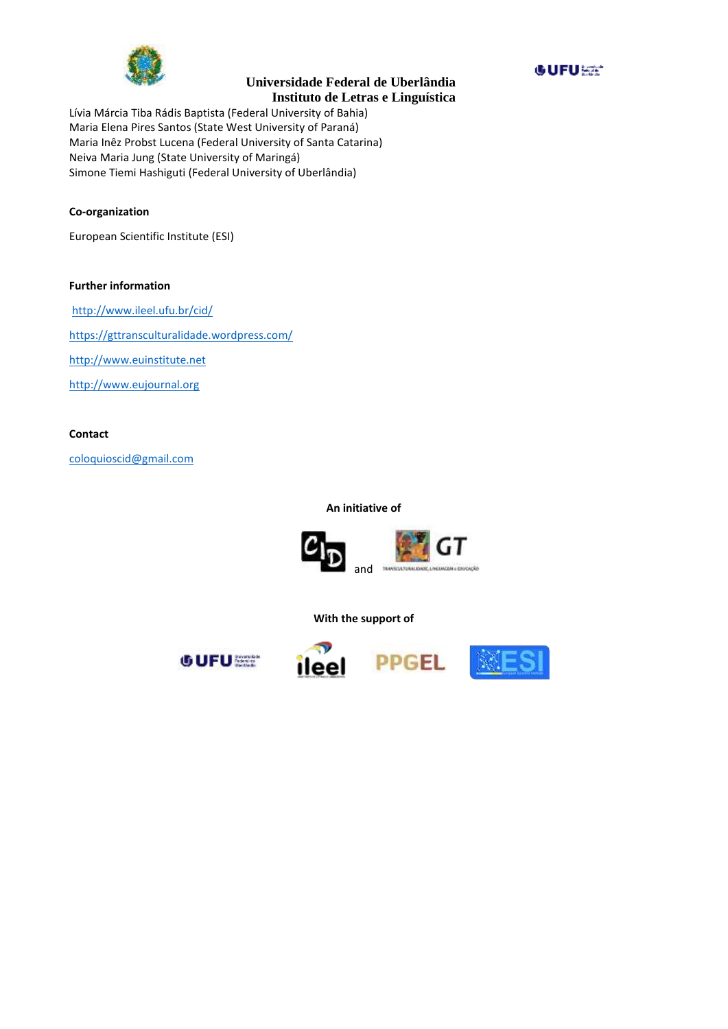**Universidade Federal de Uberlândia**
**Instituto de Letras e Linguística**

Lívia Márcia Tiba Rádis Baptista (Federal University of Bahia)
Maria Elena Pires Santos (State West University of Paraná)
Maria Inêz Probst Lucena (Federal University of Santa Catarina)
Neiva Maria Jung (State University of Maringá)
Simone Tiemi Hashiguti (Federal University of Uberlândia)

**Co-organization**

European Scientific Institute (ESI)

**Further information**

http://www.ileel.ufu.br/cid/

https://gttransculturalidade.wordpress.com/

http://www.euinstitute.net

http://www.eujournal.org

**Contact**

coloquioscid@gmail.com

**An initiative of**

and

**With the support of**